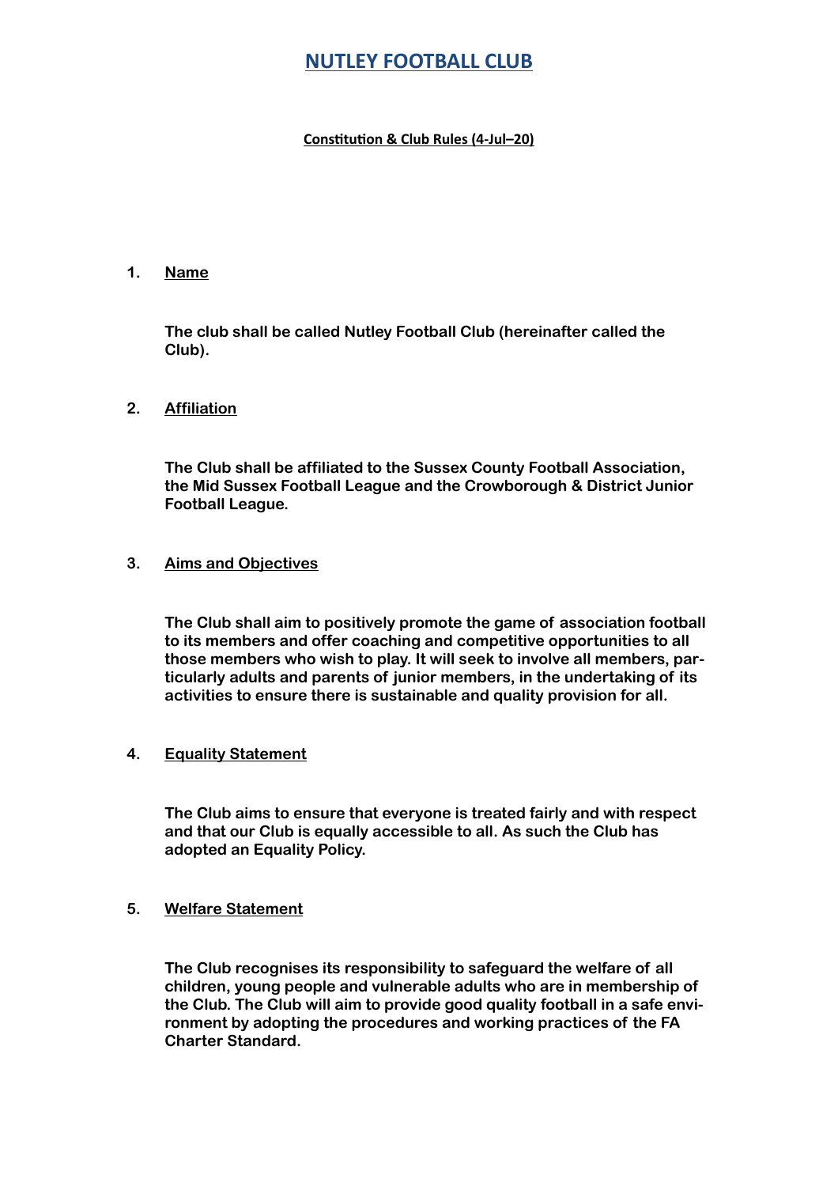# NUTLEY FOOTBALL CLUB

**Constitution & Club Rules (4-Jul–20)**

## 1. Name

**The club shall be called Nutley Football Club (hereinafter called the Club).**

## 2. Affiliation

**The Club shall be affiliated to the Sussex County Football Association, the Mid Sussex Football League and the Crowborough & District Junior Football League.**

## 3. Aims and Objectives

**The Club shall aim to positively promote the game of association football to its members and offer coaching and competitive opportunities to all those members who wish to play. It will seek to involve all members, particularly adults and parents of junior members, in the undertaking of its activities to ensure there is sustainable and quality provision for all.**

## 4. Equality Statement

**The Club aims to ensure that everyone is treated fairly and with respect and that our Club is equally accessible to all. As such the Club has adopted an Equality Policy.**

## 5. Welfare Statement

**The Club recognises its responsibility to safeguard the welfare of all children, young people and vulnerable adults who are in membership of the Club. The Club will aim to provide good quality football in a safe environment by adopting the procedures and working practices of the FA Charter Standard.**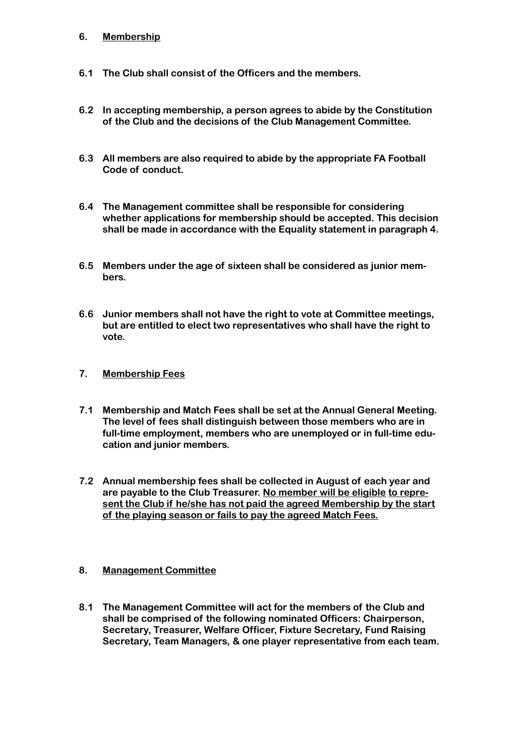## 6. Membership

**6.1 The Club shall consist of the Officers and the members.**

**6.2 In accepting membership, a person agrees to abide by the Constitution of the Club and the decisions of the Club Management Committee.**

**6.3 All members are also required to abide by the appropriate FA Football Code of conduct.**

**6.4 The Management committee shall be responsible for considering whether applications for membership should be accepted. This decision shall be made in accordance with the Equality statement in paragraph 4.**

**6.5 Members under the age of sixteen shall be considered as junior members.**

**6.6 Junior members shall not have the right to vote at Committee meetings, but are entitled to elect two representatives who shall have the right to vote.**

## 7. Membership Fees

**7.1 Membership and Match Fees shall be set at the Annual General Meeting. The level of fees shall distinguish between those members who are in full-time employment, members who are unemployed or in full-time education and junior members.**

**7.2 Annual membership fees shall be collected in August of each year and are payable to the Club Treasurer. <u>No member will be eligible to represent the Club if he/she has not paid the agreed Membership by the start of the playing season or fails to pay the agreed Match Fees.</u>**

## 8. Management Committee

**8.1 The Management Committee will act for the members of the Club and shall be comprised of the following nominated Officers: Chairperson, Secretary, Treasurer, Welfare Officer, Fixture Secretary, Fund Raising Secretary, Team Managers, & one player representative from each team.**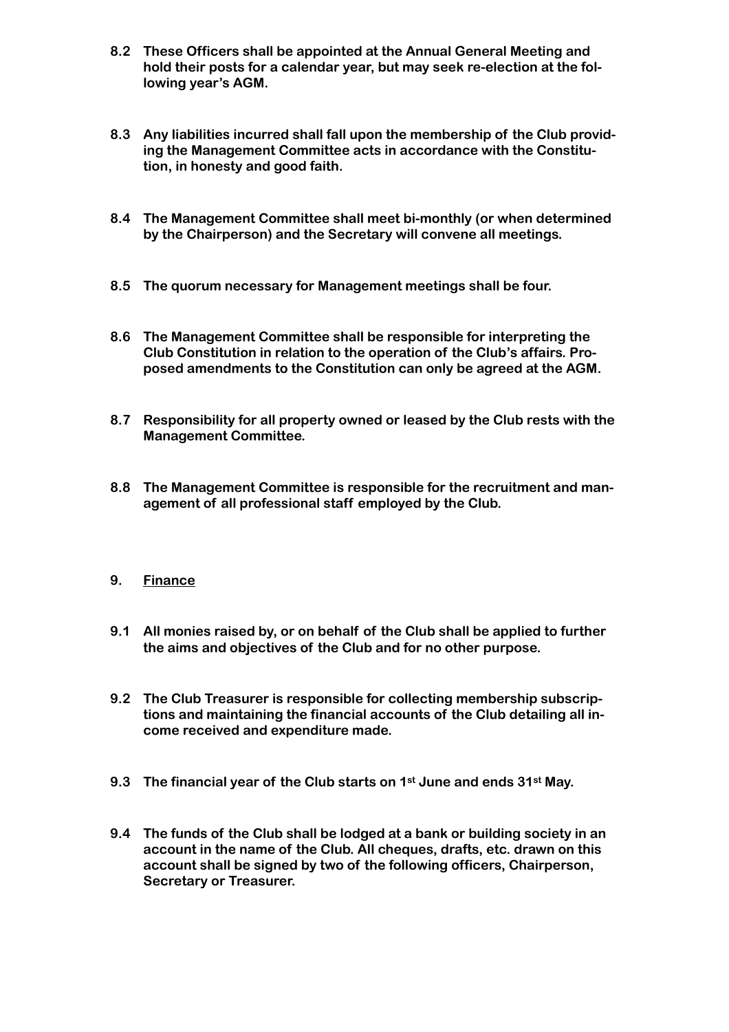**8.2 These Officers shall be appointed at the Annual General Meeting and hold their posts for a calendar year, but may seek re-election at the following year's AGM.**

**8.3 Any liabilities incurred shall fall upon the membership of the Club providing the Management Committee acts in accordance with the Constitution, in honesty and good faith.**

**8.4 The Management Committee shall meet bi-monthly (or when determined by the Chairperson) and the Secretary will convene all meetings.**

**8.5 The quorum necessary for Management meetings shall be four.**

**8.6 The Management Committee shall be responsible for interpreting the Club Constitution in relation to the operation of the Club's affairs. Proposed amendments to the Constitution can only be agreed at the AGM.**

**8.7 Responsibility for all property owned or leased by the Club rests with the Management Committee.**

**8.8 The Management Committee is responsible for the recruitment and management of all professional staff employed by the Club.**

## 9. Finance

**9.1 All monies raised by, or on behalf of the Club shall be applied to further the aims and objectives of the Club and for no other purpose.**

**9.2 The Club Treasurer is responsible for collecting membership subscriptions and maintaining the financial accounts of the Club detailing all income received and expenditure made.**

**9.3 The financial year of the Club starts on 1st June and ends 31st May.**

**9.4 The funds of the Club shall be lodged at a bank or building society in an account in the name of the Club. All cheques, drafts, etc. drawn on this account shall be signed by two of the following officers, Chairperson, Secretary or Treasurer.**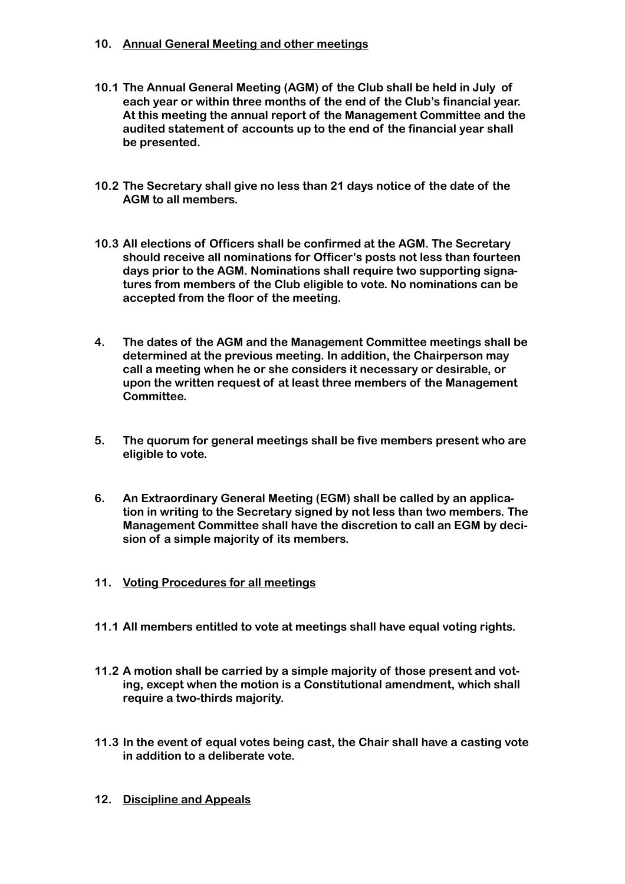**10. Annual General Meeting and other meetings**

**10.1 The Annual General Meeting (AGM) of the Club shall be held in July of each year or within three months of the end of the Club's financial year. At this meeting the annual report of the Management Committee and the audited statement of accounts up to the end of the financial year shall be presented.**

**10.2 The Secretary shall give no less than 21 days notice of the date of the AGM to all members.**

**10.3 All elections of Officers shall be confirmed at the AGM. The Secretary should receive all nominations for Officer's posts not less than fourteen days prior to the AGM. Nominations shall require two supporting signatures from members of the Club eligible to vote. No nominations can be accepted from the floor of the meeting.**

**4. The dates of the AGM and the Management Committee meetings shall be determined at the previous meeting. In addition, the Chairperson may call a meeting when he or she considers it necessary or desirable, or upon the written request of at least three members of the Management Committee.**

**5. The quorum for general meetings shall be five members present who are eligible to vote.**

**6. An Extraordinary General Meeting (EGM) shall be called by an application in writing to the Secretary signed by not less than two members. The Management Committee shall have the discretion to call an EGM by decision of a simple majority of its members.**

**11. Voting Procedures for all meetings**

**11.1 All members entitled to vote at meetings shall have equal voting rights.**

**11.2 A motion shall be carried by a simple majority of those present and voting, except when the motion is a Constitutional amendment, which shall require a two-thirds majority.**

**11.3 In the event of equal votes being cast, the Chair shall have a casting vote in addition to a deliberate vote.**

**12. Discipline and Appeals**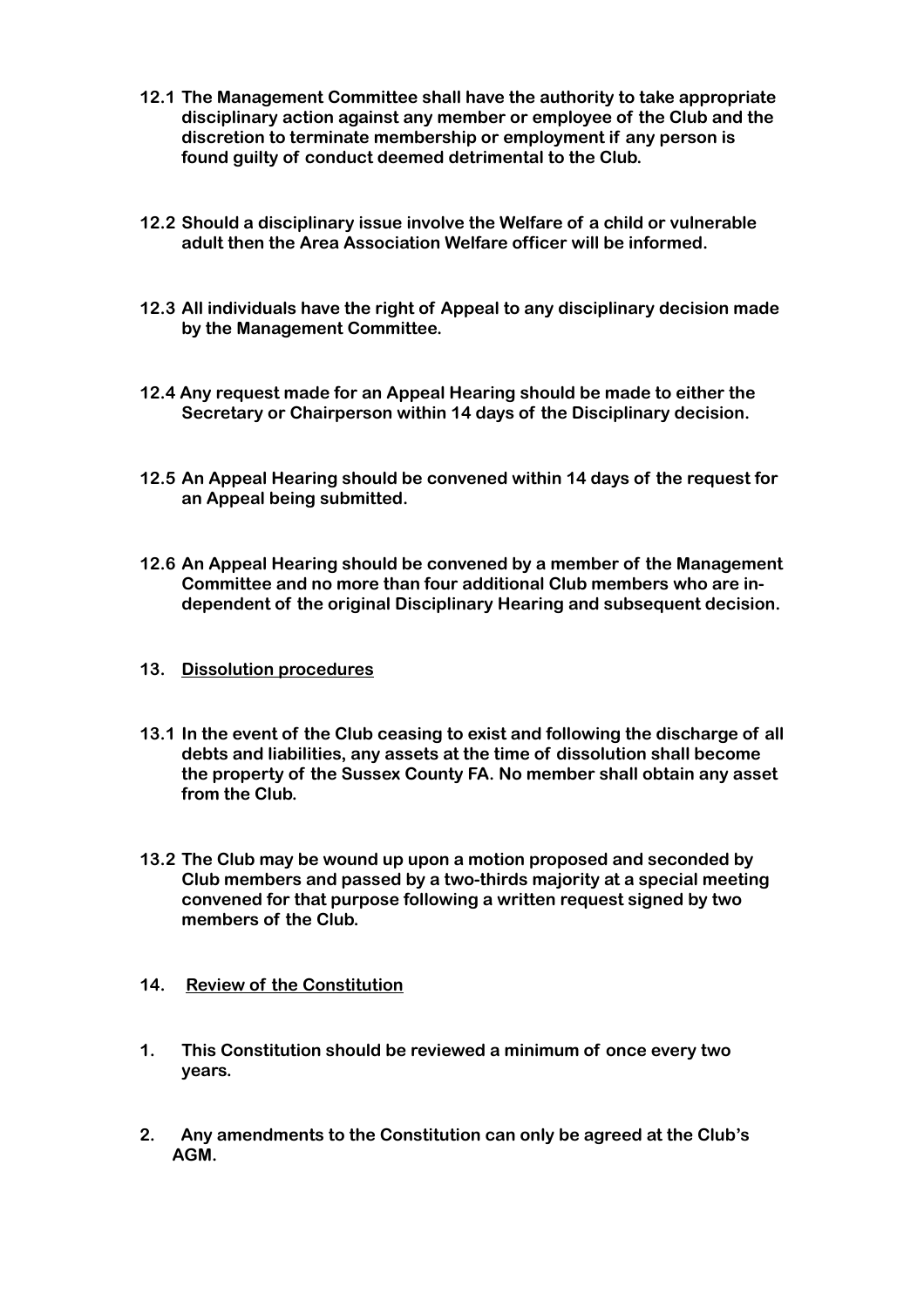**12.1 The Management Committee shall have the authority to take appropriate disciplinary action against any member or employee of the Club and the discretion to terminate membership or employment if any person is found guilty of conduct deemed detrimental to the Club.**

**12.2 Should a disciplinary issue involve the Welfare of a child or vulnerable adult then the Area Association Welfare officer will be informed.**

**12.3 All individuals have the right of Appeal to any disciplinary decision made by the Management Committee.**

**12.4 Any request made for an Appeal Hearing should be made to either the Secretary or Chairperson within 14 days of the Disciplinary decision.**

**12.5 An Appeal Hearing should be convened within 14 days of the request for an Appeal being submitted.**

**12.6 An Appeal Hearing should be convened by a member of the Management Committee and no more than four additional Club members who are independent of the original Disciplinary Hearing and subsequent decision.**

## 13. Dissolution procedures

**13.1 In the event of the Club ceasing to exist and following the discharge of all debts and liabilities, any assets at the time of dissolution shall become the property of the Sussex County FA. No member shall obtain any asset from the Club.**

**13.2 The Club may be wound up upon a motion proposed and seconded by Club members and passed by a two-thirds majority at a special meeting convened for that purpose following a written request signed by two members of the Club.**

## 14. Review of the Constitution

**1. This Constitution should be reviewed a minimum of once every two years.**

**2. Any amendments to the Constitution can only be agreed at the Club's AGM.**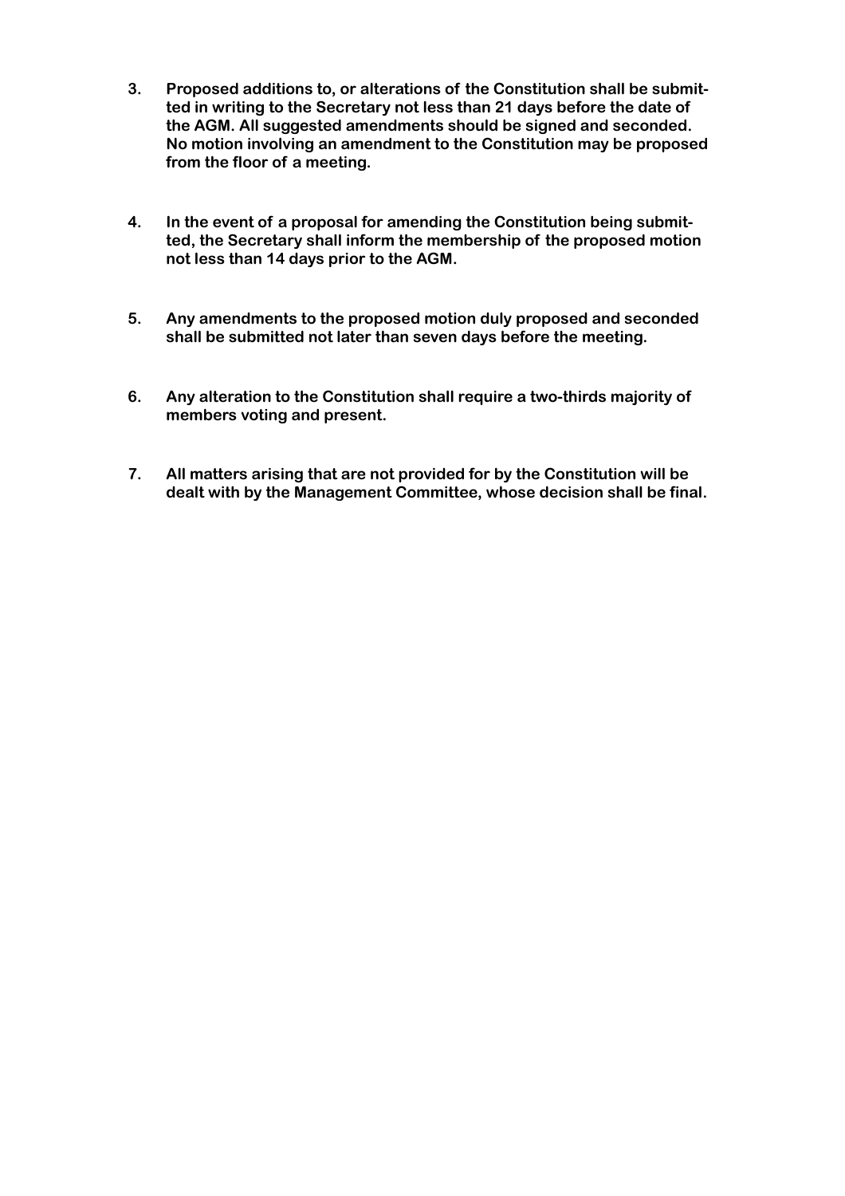3. Proposed additions to, or alterations of the Constitution shall be submitted in writing to the Secretary not less than 21 days before the date of the AGM. All suggested amendments should be signed and seconded. No motion involving an amendment to the Constitution may be proposed from the floor of a meeting.

4. In the event of a proposal for amending the Constitution being submitted, the Secretary shall inform the membership of the proposed motion not less than 14 days prior to the AGM.

5. Any amendments to the proposed motion duly proposed and seconded shall be submitted not later than seven days before the meeting.

6. Any alteration to the Constitution shall require a two-thirds majority of members voting and present.

7. All matters arising that are not provided for by the Constitution will be dealt with by the Management Committee, whose decision shall be final.